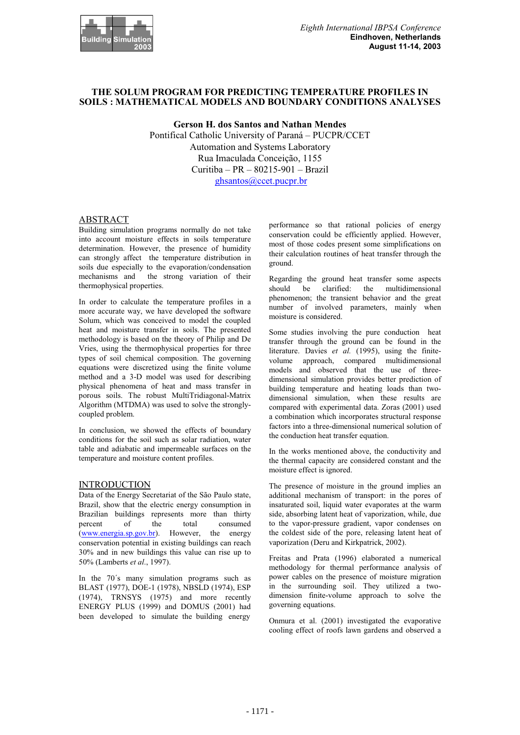# THE SOLUM PROGRAM FOR PREDICTING TEMPERATURE PROFILES IN SOILS : MATHEMATICAL MODELS AND BOUNDARY CONDITIONS ANALYSES

**Gerson H. dos Santos and Nathan Mendes**
Pontifical Catholic University of Paraná – PUCPR/CCET
Automation and Systems Laboratory
Rua Imaculada Conceição, 1155
Curitiba – PR – 80215-901 – Brazil
ghsantos@ccet.pucpr.br

## ABSTRACT

Building simulation programs normally do not take into account moisture effects in soils temperature determination. However, the presence of humidity can strongly affect the temperature distribution in soils due especially to the evaporation/condensation mechanisms and the strong variation of their thermophysical properties.

In order to calculate the temperature profiles in a more accurate way, we have developed the software Solum, which was conceived to model the coupled heat and moisture transfer in soils. The presented methodology is based on the theory of Philip and De Vries, using the thermophysical properties for three types of soil chemical composition. The governing equations were discretized using the finite volume method and a 3-D model was used for describing physical phenomena of heat and mass transfer in porous soils. The robust MultiTridiagonal-Matrix Algorithm (MTDMA) was used to solve the strongly-coupled problem.

In conclusion, we showed the effects of boundary conditions for the soil such as solar radiation, water table and adiabatic and impermeable surfaces on the temperature and moisture content profiles.

## INTRODUCTION

Data of the Energy Secretariat of the São Paulo state, Brazil, show that the electric energy consumption in Brazilian buildings represents more than thirty percent of the total consumed (www.energia.sp.gov.br). However, the energy conservation potential in existing buildings can reach 30% and in new buildings this value can rise up to 50% (Lamberts *et al*., 1997).

In the 70´s many simulation programs such as BLAST (1977), DOE-1 (1978), NBSLD (1974), ESP (1974), TRNSYS (1975) and more recently ENERGY PLUS (1999) and DOMUS (2001) had been developed to simulate the building energy performance so that rational policies of energy conservation could be efficiently applied. However, most of those codes present some simplifications on their calculation routines of heat transfer through the ground.

Regarding the ground heat transfer some aspects should be clarified: the multidimensional phenomenon; the transient behavior and the great number of involved parameters, mainly when moisture is considered.

Some studies involving the pure conduction heat transfer through the ground can be found in the literature. Davies *et al.* (1995), using the finite-volume approach, compared multidimensional models and observed that the use of three-dimensional simulation provides better prediction of building temperature and heating loads than two-dimensional simulation, when these results are compared with experimental data. Zoras (2001) used a combination which incorporates structural response factors into a three-dimensional numerical solution of the conduction heat transfer equation.

In the works mentioned above, the conductivity and the thermal capacity are considered constant and the moisture effect is ignored.

The presence of moisture in the ground implies an additional mechanism of transport: in the pores of insaturated soil, liquid water evaporates at the warm side, absorbing latent heat of vaporization, while, due to the vapor-pressure gradient, vapor condenses on the coldest side of the pore, releasing latent heat of vaporization (Deru and Kirkpatrick, 2002).

Freitas and Prata (1996) elaborated a numerical methodology for thermal performance analysis of power cables on the presence of moisture migration in the surrounding soil. They utilized a two-dimension finite-volume approach to solve the governing equations.

Onmura et al. (2001) investigated the evaporative cooling effect of roofs lawn gardens and observed a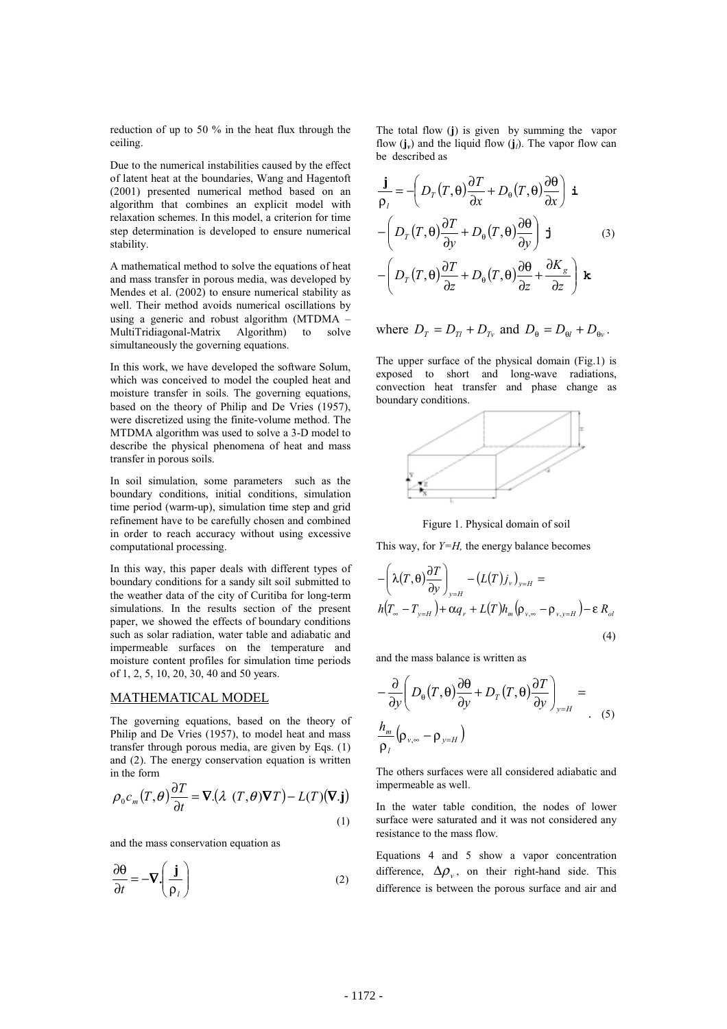reduction of up to 50 % in the heat flux through the ceiling.

Due to the numerical instabilities caused by the effect of latent heat at the boundaries, Wang and Hagentoft (2001) presented numerical method based on an algorithm that combines an explicit model with relaxation schemes. In this model, a criterion for time step determination is developed to ensure numerical stability.

A mathematical method to solve the equations of heat and mass transfer in porous media, was developed by Mendes et al. (2002) to ensure numerical stability as well. Their method avoids numerical oscillations by using a generic and robust algorithm (MTDMA – MultiTridiagonal-Matrix Algorithm) to solve simultaneously the governing equations.

In this work, we have developed the software Solum, which was conceived to model the coupled heat and moisture transfer in soils. The governing equations, based on the theory of Philip and De Vries (1957), were discretized using the finite-volume method. The MTDMA algorithm was used to solve a 3-D model to describe the physical phenomena of heat and mass transfer in porous soils.

In soil simulation, some parameters such as the boundary conditions, initial conditions, simulation time period (warm-up), simulation time step and grid refinement have to be carefully chosen and combined in order to reach accuracy without using excessive computational processing.

In this way, this paper deals with different types of boundary conditions for a sandy silt soil submitted to the weather data of the city of Curitiba for long-term simulations. In the results section of the present paper, we showed the effects of boundary conditions such as solar radiation, water table and adiabatic and impermeable surfaces on the temperature and moisture content profiles for simulation time periods of 1, 2, 5, 10, 20, 30, 40 and 50 years.

## MATHEMATICAL MODEL

The governing equations, based on the theory of Philip and De Vries (1957), to model heat and mass transfer through porous media, are given by Eqs. (1) and (2). The energy conservation equation is written in the form

$$\rho_0 c_m(T,\theta)\frac{\partial T}{\partial t} = \nabla.\left(\lambda\ (T,\theta)\nabla T\right) - L(T)(\nabla.\mathbf{j}) \tag{1}$$

and the mass conservation equation as

$$\frac{\partial \theta}{\partial t} = -\nabla.\left(\frac{\mathbf{j}}{\rho_l}\right) \tag{2}$$

The total flow ($\mathbf{j}$) is given by summing the vapor flow ($\mathbf{j}_v$) and the liquid flow ($\mathbf{j}_l$). The vapor flow can be described as

$$\begin{aligned}\frac{\mathbf{j}}{\rho_l} = &-\left(D_T(T,\theta)\frac{\partial T}{\partial x} + D_\theta(T,\theta)\frac{\partial \theta}{\partial x}\right)\mathbf{i}\\ &-\left(D_T(T,\theta)\frac{\partial T}{\partial y} + D_\theta(T,\theta)\frac{\partial \theta}{\partial y}\right)\mathbf{j}\\ &-\left(D_T(T,\theta)\frac{\partial T}{\partial z} + D_\theta(T,\theta)\frac{\partial \theta}{\partial z} + \frac{\partial K_g}{\partial z}\right)\mathbf{k}\end{aligned} \tag{3}$$

where $D_T = D_{Tl} + D_{Tv}$ and $D_\theta = D_{\theta l} + D_{\theta v}$.

The upper surface of the physical domain (Fig.1) is exposed to short and long-wave radiations, convection heat transfer and phase change as boundary conditions.

Figure 1. Physical domain of soil

This way, for *Y=H,* the energy balance becomes

$$-\left(\lambda(T,\theta)\frac{\partial T}{\partial y}\right)_{y=H} - \left(L(T)j_v\right)_{y=H} = h\left(T_\infty - T_{y=H}\right) + \alpha q_r + L(T)h_m\left(\rho_{v,\infty} - \rho_{v,y=H}\right) - \varepsilon\, R_{ol} \tag{4}$$

and the mass balance is written as

$$-\frac{\partial}{\partial y}\left(D_\theta(T,\theta)\frac{\partial \theta}{\partial y} + D_T(T,\theta)\frac{\partial T}{\partial y}\right)_{y=H} = \frac{h_m}{\rho_l}\left(\rho_{v,\infty} - \rho_{y=H}\right) \tag{5}$$

The others surfaces were all considered adiabatic and impermeable as well.

In the water table condition, the nodes of lower surface were saturated and it was not considered any resistance to the mass flow.

Equations 4 and 5 show a vapor concentration difference, $\Delta\rho_v$, on their right-hand side. This difference is between the porous surface and air and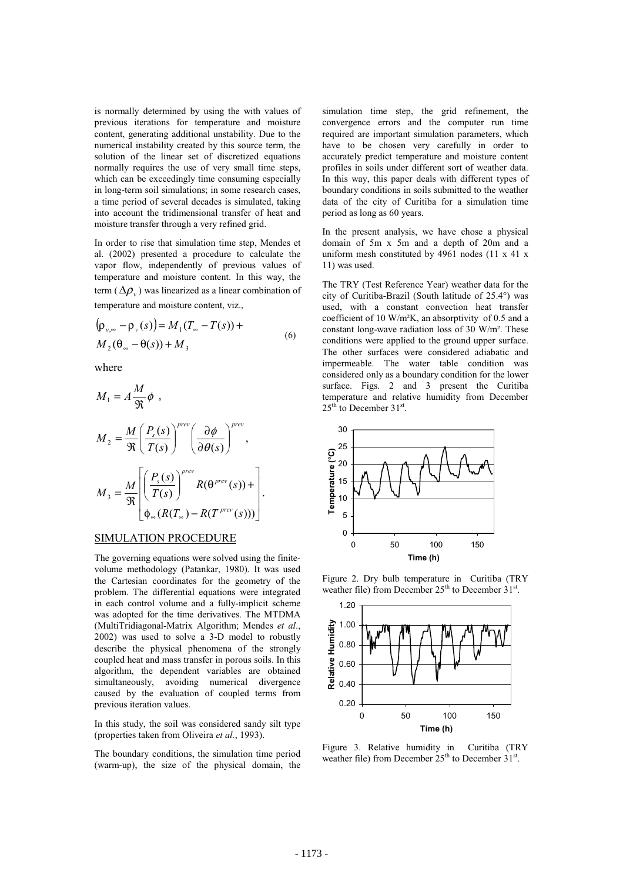is normally determined by using the with values of previous iterations for temperature and moisture content, generating additional unstability. Due to the numerical instability created by this source term, the solution of the linear set of discretized equations normally requires the use of very small time steps, which can be exceedingly time consuming especially in long-term soil simulations; in some research cases, a time period of several decades is simulated, taking into account the tridimensional transfer of heat and moisture transfer through a very refined grid.

In order to rise that simulation time step, Mendes et al. (2002) presented a procedure to calculate the vapor flow, independently of previous values of temperature and moisture content. In this way, the term ($\Delta\rho_v$) was linearized as a linear combination of temperature and moisture content, viz.,

$$
\begin{aligned}
(\rho_{v,\infty} - \rho_v(s)) &= M_1(T_\infty - T(s)) + \\
& M_2(\theta_\infty - \theta(s)) + M_3
\end{aligned}
\tag{6}
$$

where

$$
M_1 = A\frac{M}{\Re}\phi \ ,
$$

$$
M_2 = \frac{M}{\Re}\left(\frac{P_s(s)}{T(s)}\right)^{prev}\left(\frac{\partial\phi}{\partial\theta(s)}\right)^{prev},
$$

$$
M_3 = \frac{M}{\Re}\left[\left(\frac{P_s(s)}{T(s)}\right)^{prev} R(\theta^{prev}(s)) + \phi_\infty(R(T_\infty) - R(T^{prev}(s)))\right].
$$

## SIMULATION PROCEDURE

The governing equations were solved using the finite-volume methodology (Patankar, 1980). It was used the Cartesian coordinates for the geometry of the problem. The differential equations were integrated in each control volume and a fully-implicit scheme was adopted for the time derivatives. The MTDMA (MultiTridiagonal-Matrix Algorithm; Mendes *et al*., 2002) was used to solve a 3-D model to robustly describe the physical phenomena of the strongly coupled heat and mass transfer in porous soils. In this algorithm, the dependent variables are obtained simultaneously, avoiding numerical divergence caused by the evaluation of coupled terms from previous iteration values.

In this study, the soil was considered sandy silt type (properties taken from Oliveira *et al.*, 1993).

The boundary conditions, the simulation time period (warm-up), the size of the physical domain, the simulation time step, the grid refinement, the convergence errors and the computer run time required are important simulation parameters, which have to be chosen very carefully in order to accurately predict temperature and moisture content profiles in soils under different sort of weather data. In this way, this paper deals with different types of boundary conditions in soils submitted to the weather data of the city of Curitiba for a simulation time period as long as 60 years.

In the present analysis, we have chose a physical domain of 5m x 5m and a depth of 20m and a uniform mesh constituted by 4961 nodes (11 x 41 x 11) was used.

The TRY (Test Reference Year) weather data for the city of Curitiba-Brazil (South latitude of 25.4°) was used, with a constant convection heat transfer coefficient of 10 W/m²K, an absorptivity of 0.5 and a constant long-wave radiation loss of 30 W/m². These conditions were applied to the ground upper surface. The other surfaces were considered adiabatic and impermeable. The water table condition was considered only as a boundary condition for the lower surface. Figs. 2 and 3 present the Curitiba temperature and relative humidity from December 25th to December 31st.

Figure 2. Dry bulb temperature in Curitiba (TRY weather file) from December 25th to December 31st.

Figure 3. Relative humidity in Curitiba (TRY weather file) from December 25th to December 31st.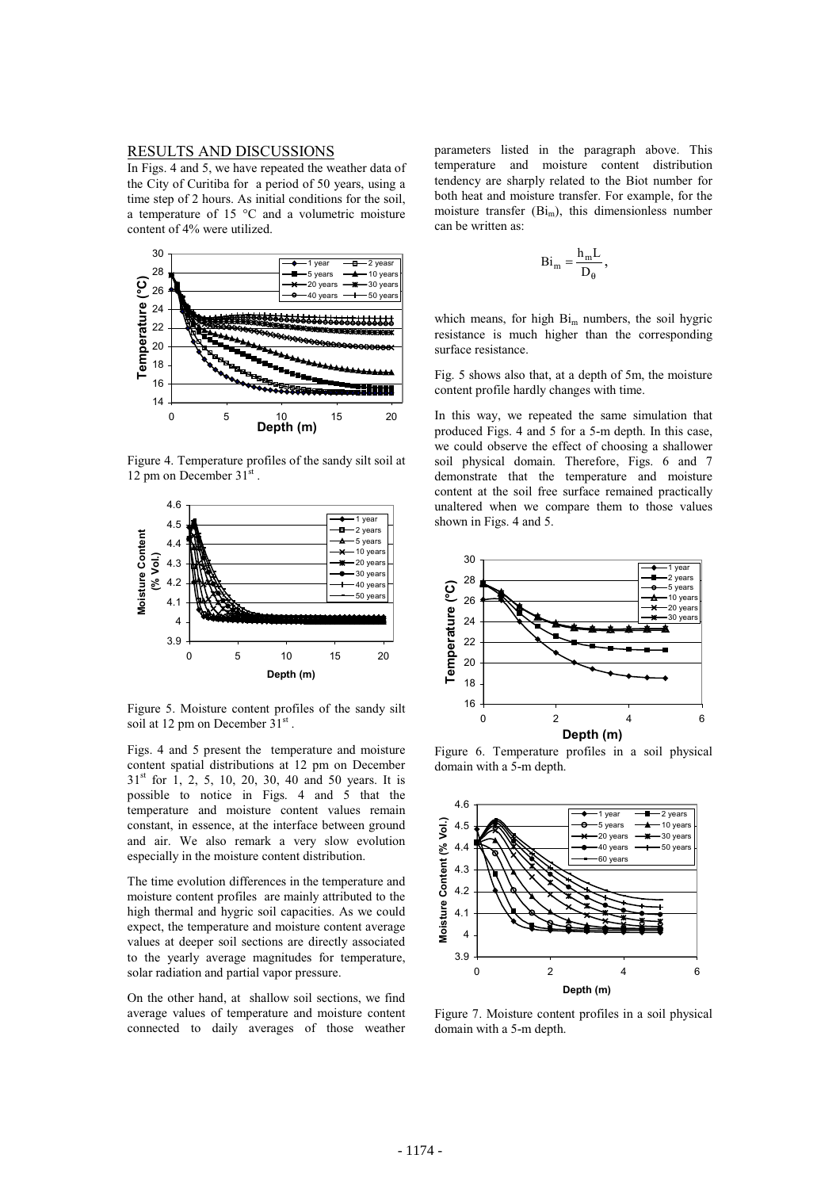## RESULTS AND DISCUSSIONS

In Figs. 4 and 5, we have repeated the weather data of the City of Curitiba for a period of 50 years, using a time step of 2 hours. As initial conditions for the soil, a temperature of 15 °C and a volumetric moisture content of 4% were utilized.

Figure 4. Temperature profiles of the sandy silt soil at 12 pm on December 31st .

Figure 5. Moisture content profiles of the sandy silt soil at 12 pm on December 31st .

Figs. 4 and 5 present the temperature and moisture content spatial distributions at 12 pm on December 31st for 1, 2, 5, 10, 20, 30, 40 and 50 years. It is possible to notice in Figs. 4 and 5 that the temperature and moisture content values remain constant, in essence, at the interface between ground and air. We also remark a very slow evolution especially in the moisture content distribution.

The time evolution differences in the temperature and moisture content profiles are mainly attributed to the high thermal and hygric soil capacities. As we could expect, the temperature and moisture content average values at deeper soil sections are directly associated to the yearly average magnitudes for temperature, solar radiation and partial vapor pressure.

On the other hand, at shallow soil sections, we find average values of temperature and moisture content connected to daily averages of those weather parameters listed in the paragraph above. This temperature and moisture content distribution tendency are sharply related to the Biot number for both heat and moisture transfer. For example, for the moisture transfer ($Bi_m$), this dimensionless number can be written as:

$$Bi_m = \frac{h_m L}{D_\theta},$$

which means, for high $Bi_m$ numbers, the soil hygric resistance is much higher than the corresponding surface resistance.

Fig. 5 shows also that, at a depth of 5m, the moisture content profile hardly changes with time.

In this way, we repeated the same simulation that produced Figs. 4 and 5 for a 5-m depth. In this case, we could observe the effect of choosing a shallower soil physical domain. Therefore, Figs. 6 and 7 demonstrate that the temperature and moisture content at the soil free surface remained practically unaltered when we compare them to those values shown in Figs. 4 and 5.

Figure 6. Temperature profiles in a soil physical domain with a 5-m depth.

Figure 7. Moisture content profiles in a soil physical domain with a 5-m depth.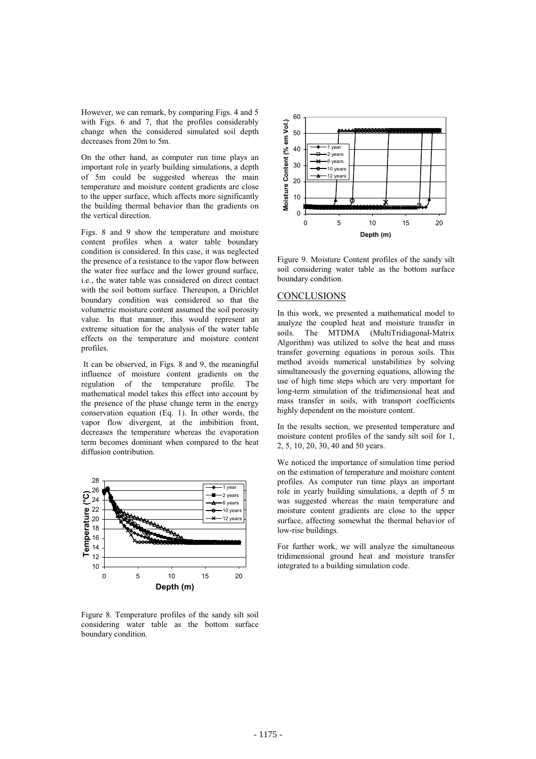However, we can remark, by comparing Figs. 4 and 5 with Figs. 6 and 7, that the profiles considerably change when the considered simulated soil depth decreases from 20m to 5m.

On the other hand, as computer run time plays an important role in yearly building simulations, a depth of 5m could be suggested whereas the main temperature and moisture content gradients are close to the upper surface, which affects more significantly the building thermal behavior than the gradients on the vertical direction.

Figs. 8 and 9 show the temperature and moisture content profiles when a water table boundary condition is considered. In this case, it was neglected the presence of a resistance to the vapor flow between the water free surface and the lower ground surface, i.e., the water table was considered on direct contact with the soil bottom surface. Thereupon, a Dirichlet boundary condition was considered so that the volumetric moisture content assumed the soil porosity value. In that manner, this would represent an extreme situation for the analysis of the water table effects on the temperature and moisture content profiles.

It can be observed, in Figs. 8 and 9, the meaningful influence of moisture content gradients on the regulation of the temperature profile. The mathematical model takes this effect into account by the presence of the phase change term in the energy conservation equation (Eq. 1). In other words, the vapor flow divergent, at the imbibition front, decreases the temperature whereas the evaporation term becomes dominant when compared to the heat diffusion contribution.

Figure 8. Temperature profiles of the sandy silt soil considering water table as the bottom surface boundary condition.

Figure 9. Moisture Content profiles of the sandy silt soil considering water table as the bottom surface boundary condition.

## CONCLUSIONS

In this work, we presented a mathematical model to analyze the coupled heat and moisture transfer in soils. The MTDMA (MultiTridiagonal-Matrix Algorithm) was utilized to solve the heat and mass transfer governing equations in porous soils. This method avoids numerical unstabilities by solving simultaneously the governing equations, allowing the use of high time steps which are very important for long-term simulation of the tridimensional heat and mass transfer in soils, with transport coefficients highly dependent on the moisture content.

In the results section, we presented temperature and moisture content profiles of the sandy silt soil for 1, 2, 5, 10, 20, 30, 40 and 50 years.

We noticed the importance of simulation time period on the estimation of temperature and moisture content profiles. As computer run time plays an important role in yearly building simulations, a depth of 5 m was suggested whereas the main temperature and moisture content gradients are close to the upper surface, affecting somewhat the thermal behavior of low-rise buildings.

For further work, we will analyze the simultaneous tridimensional ground heat and moisture transfer integrated to a building simulation code.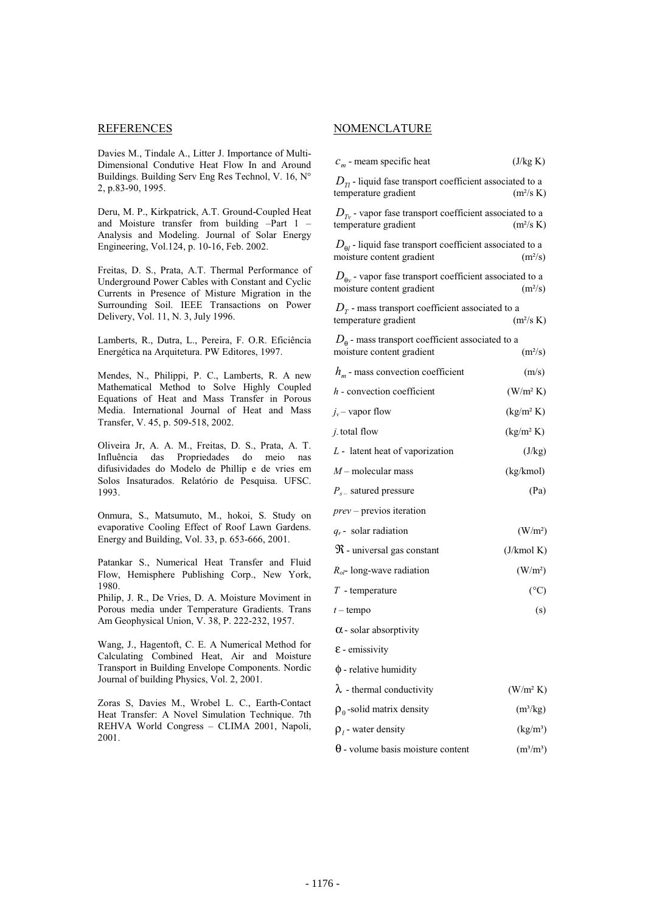## REFERENCES

Davies M., Tindale A., Litter J. Importance of Multi-Dimensional Condutive Heat Flow In and Around Buildings. Building Serv Eng Res Technol, V. 16, N° 2, p.83-90, 1995.

Deru, M. P., Kirkpatrick, A.T. Ground-Coupled Heat and Moisture transfer from building –Part 1 – Analysis and Modeling. Journal of Solar Energy Engineering, Vol.124, p. 10-16, Feb. 2002.

Freitas, D. S., Prata, A.T. Thermal Performance of Underground Power Cables with Constant and Cyclic Currents in Presence of Misture Migration in the Surrounding Soil. IEEE Transactions on Power Delivery, Vol. 11, N. 3, July 1996.

Lamberts, R., Dutra, L., Pereira, F. O.R. Eficiência Energética na Arquitetura. PW Editores, 1997.

Mendes, N., Philippi, P. C., Lamberts, R. A new Mathematical Method to Solve Highly Coupled Equations of Heat and Mass Transfer in Porous Media. International Journal of Heat and Mass Transfer, V. 45, p. 509-518, 2002.

Oliveira Jr, A. A. M., Freitas, D. S., Prata, A. T. Influência das Propriedades do meio nas difusividades do Modelo de Phillip e de vries em Solos Insaturados. Relatório de Pesquisa. UFSC. 1993.

Onmura, S., Matsumuto, M., hokoi, S. Study on evaporative Cooling Effect of Roof Lawn Gardens. Energy and Building, Vol. 33, p. 653-666, 2001.

Patankar S., Numerical Heat Transfer and Fluid Flow, Hemisphere Publishing Corp., New York, 1980.

Philip, J. R., De Vries, D. A. Moisture Moviment in Porous media under Temperature Gradients. Trans Am Geophysical Union, V. 38, P. 222-232, 1957.

Wang, J., Hagentoft, C. E. A Numerical Method for Calculating Combined Heat, Air and Moisture Transport in Building Envelope Components. Nordic Journal of building Physics, Vol. 2, 2001.

Zoras S, Davies M., Wrobel L. C., Earth-Contact Heat Transfer: A Novel Simulation Technique. 7th REHVA World Congress – CLIMA 2001, Napoli, 2001.

## NOMENCLATURE

| | | |
|---|---|---|
| $c_m$ | meam specific heat | (J/kg K) |
| $D_{Tl}$ | liquid fase transport coefficient associated to a temperature gradient | (m²/s K) |
| $D_{Tv}$ | vapor fase transport coefficient associated to a temperature gradient | (m²/s K) |
| $D_{\theta l}$ | liquid fase transport coefficient associated to a moisture content gradient | (m²/s) |
| $D_{\theta v}$ | vapor fase transport coefficient associated to a moisture content gradient | (m²/s) |
| $D_T$ | mass transport coefficient associated to a temperature gradient | (m²/s K) |
| $D_\theta$ | mass transport coefficient associated to a moisture content gradient | (m²/s) |
| $h_m$ | mass convection coefficient | (m/s) |
| $h$ | convection coefficient | (W/m² K) |
| $j_v$ | vapor flow | (kg/m² K) |
| $j$ | total flow | (kg/m² K) |
| $L$ | latent heat of vaporization | (J/kg) |
| $M$ | molecular mass | (kg/kmol) |
| $P_s$ | satured pressure | (Pa) |
| $prev$ | previos iteration | |
| $q_r$ | solar radiation | (W/m²) |
| $\Re$ | universal gas constant | (J/kmol K) |
| $R_{ol}$ | long-wave radiation | (W/m²) |
| $T$ | temperature | (°C) |
| $t$ | tempo | (s) |
| $\alpha$ | solar absorptivity | |
| $\varepsilon$ | emissivity | |
| $\phi$ | relative humidity | |
| $\lambda$ | thermal conductivity | (W/m² K) |
| $\rho_0$ | solid matrix density | (m³/kg) |
| $\rho_l$ | water density | (kg/m³) |
| $\theta$ | volume basis moisture content | (m³/m³) |